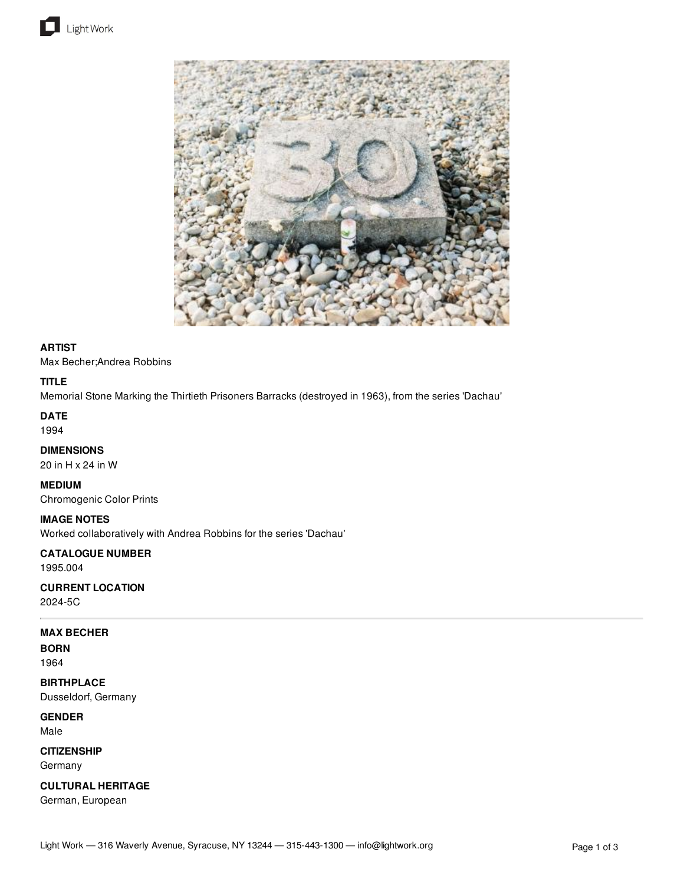**ARTIST**
Max Becher;Andrea Robbins

**TITLE**
Memorial Stone Marking the Thirtieth Prisoners Barracks (destroyed in 1963), from the series 'Dachau'

**DATE**
1994

**DIMENSIONS**
20 in H x 24 in W

**MEDIUM**
Chromogenic Color Prints

**IMAGE NOTES**
Worked collaboratively with Andrea Robbins for the series 'Dachau'

**CATALOGUE NUMBER**
1995.004

**CURRENT LOCATION**
2024-5C

---

**MAX BECHER**

**BORN**
1964

**BIRTHPLACE**
Dusseldorf, Germany

**GENDER**
Male

**CITIZENSHIP**
Germany

**CULTURAL HERITAGE**
German, European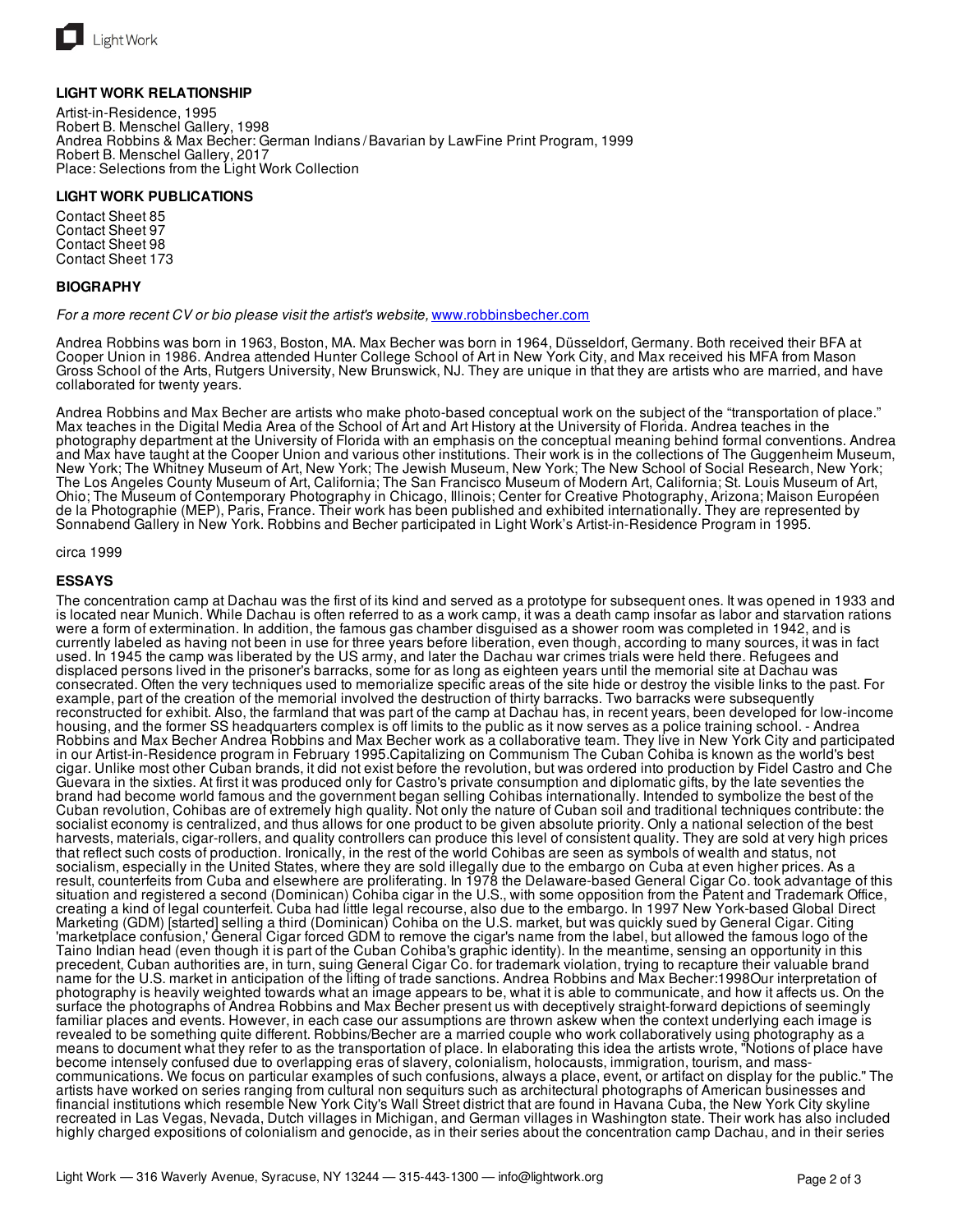### LIGHT WORK RELATIONSHIP

Artist-in-Residence, 1995
Robert B. Menschel Gallery, 1998
Andrea Robbins & Max Becher: German Indians / Bavarian by LawFine Print Program, 1999
Robert B. Menschel Gallery, 2017
Place: Selections from the Light Work Collection

### LIGHT WORK PUBLICATIONS

Contact Sheet 85
Contact Sheet 97
Contact Sheet 98
Contact Sheet 173

### BIOGRAPHY

*For a more recent CV or bio please visit the artist's website,* [www.robbinsbecher.com](www.robbinsbecher.com)

Andrea Robbins was born in 1963, Boston, MA. Max Becher was born in 1964, Düsseldorf, Germany. Both received their BFA at Cooper Union in 1986. Andrea attended Hunter College School of Art in New York City, and Max received his MFA from Mason Gross School of the Arts, Rutgers University, New Brunswick, NJ. They are unique in that they are artists who are married, and have collaborated for twenty years.

Andrea Robbins and Max Becher are artists who make photo-based conceptual work on the subject of the "transportation of place." Max teaches in the Digital Media Area of the School of Art and Art History at the University of Florida. Andrea teaches in the photography department at the University of Florida with an emphasis on the conceptual meaning behind formal conventions. Andrea and Max have taught at the Cooper Union and various other institutions. Their work is in the collections of The Guggenheim Museum, New York; The Whitney Museum of Art, New York; The Jewish Museum, New York; The New School of Social Research, New York; The Los Angeles County Museum of Art, California; The San Francisco Museum of Modern Art, California; St. Louis Museum of Art, Ohio; The Museum of Contemporary Photography in Chicago, Illinois; Center for Creative Photography, Arizona; Maison Européen de la Photographie (MEP), Paris, France. Their work has been published and exhibited internationally. They are represented by Sonnabend Gallery in New York. Robbins and Becher participated in Light Work's Artist-in-Residence Program in 1995.

circa 1999

### ESSAYS

The concentration camp at Dachau was the first of its kind and served as a prototype for subsequent ones. It was opened in 1933 and is located near Munich. While Dachau is often referred to as a work camp, it was a death camp insofar as labor and starvation rations were a form of extermination. In addition, the famous gas chamber disguised as a shower room was completed in 1942, and is currently labeled as having not been in use for three years before liberation, even though, according to many sources, it was in fact used. In 1945 the camp was liberated by the US army, and later the Dachau war crimes trials were held there. Refugees and displaced persons lived in the prisoner's barracks, some for as long as eighteen years until the memorial site at Dachau was consecrated. Often the very techniques used to memorialize specific areas of the site hide or destroy the visible links to the past. For example, part of the creation of the memorial involved the destruction of thirty barracks. Two barracks were subsequently reconstructed for exhibit. Also, the farmland that was part of the camp at Dachau has, in recent years, been developed for low-income housing, and the former SS headquarters complex is off limits to the public as it now serves as a police training school. - Andrea Robbins and Max Becher Andrea Robbins and Max Becher work as a collaborative team. They live in New York City and participated in our Artist-in-Residence program in February 1995.Capitalizing on Communism The Cuban Cohiba is known as the world's best cigar. Unlike most other Cuban brands, it did not exist before the revolution, but was ordered into production by Fidel Castro and Che Guevara in the sixties. At first it was produced only for Castro's private consumption and diplomatic gifts, by the late seventies the brand had become world famous and the government began selling Cohibas internationally. Intended to symbolize the best of the Cuban revolution, Cohibas are of extremely high quality. Not only the nature of Cuban soil and traditional techniques contribute: the socialist economy is centralized, and thus allows for one product to be given absolute priority. Only a national selection of the best harvests, materials, cigar-rollers, and quality controllers can produce this level of consistent quality. They are sold at very high prices that reflect such costs of production. Ironically, in the rest of the world Cohibas are seen as symbols of wealth and status, not socialism, especially in the United States, where they are sold illegally due to the embargo on Cuba at even higher prices. As a result, counterfeits from Cuba and elsewhere are proliferating. In 1978 the Delaware-based General Cigar Co. took advantage of this situation and registered a second (Dominican) Cohiba cigar in the U.S., with some opposition from the Patent and Trademark Office, creating a kind of legal counterfeit. Cuba had little legal recourse, also due to the embargo. In 1997 New York-based Global Direct Marketing (GDM) [started] selling a third (Dominican) Cohiba on the U.S. market, but was quickly sued by General Cigar. Citing 'marketplace confusion,' General Cigar forced GDM to remove the cigar's name from the label, but allowed the famous logo of the Taino Indian head (even though it is part of the Cuban Cohiba's graphic identity). In the meantime, sensing an opportunity in this precedent, Cuban authorities are, in turn, suing General Cigar Co. for trademark violation, trying to recapture their valuable brand name for the U.S. market in anticipation of the lifting of trade sanctions. Andrea Robbins and Max Becher:1998Our interpretation of photography is heavily weighted towards what an image appears to be, what it is able to communicate, and how it affects us. On the surface the photographs of Andrea Robbins and Max Becher present us with deceptively straight-forward depictions of seemingly familiar places and events. However, in each case our assumptions are thrown askew when the context underlying each image is revealed to be something quite different. Robbins/Becher are a married couple who work collaboratively using photography as a means to document what they refer to as the transportation of place. In elaborating this idea the artists wrote, "Notions of place have become intensely confused due to overlapping eras of slavery, colonialism, holocausts, imperialism, tourism, and mass-communications. We focus on particular examples of such confusions, always a place, event, or artifact on display for the public." The artists have worked on series ranging from cultural non sequiturs such as architectural photographs of American businesses and financial institutions which resemble New York City's Wall Street district that are found in Havana Cuba, the New York City skyline recreated in Las Vegas, Nevada, Dutch villages in Michigan, and German villages in Washington state. Their work has also included highly charged expositions of colonialism and genocide, as in their series about the concentration camp Dachau, and in their series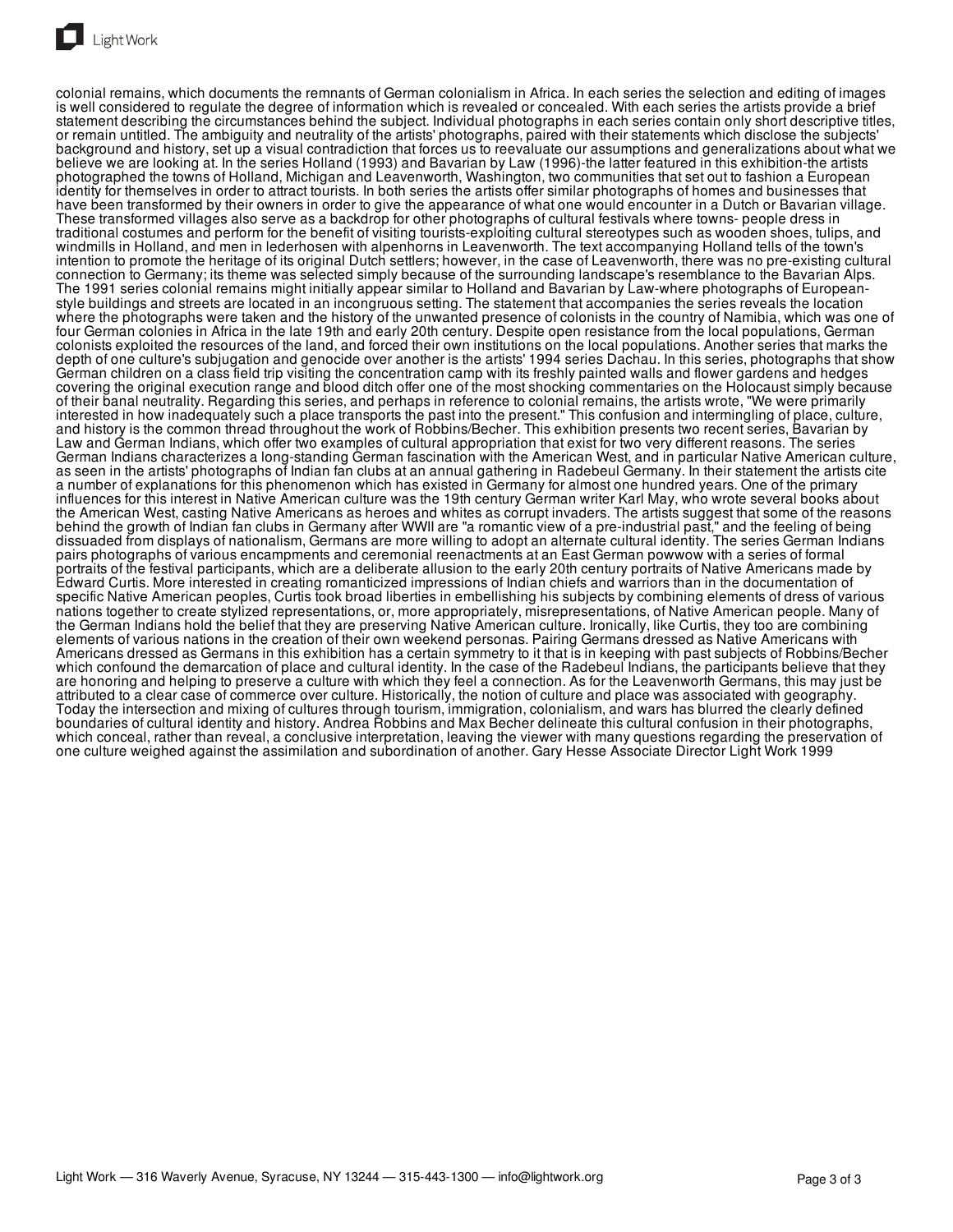colonial remains, which documents the remnants of German colonialism in Africa. In each series the selection and editing of images is well considered to regulate the degree of information which is revealed or concealed. With each series the artists provide a brief statement describing the circumstances behind the subject. Individual photographs in each series contain only short descriptive titles, or remain untitled. The ambiguity and neutrality of the artists' photographs, paired with their statements which disclose the subjects' background and history, set up a visual contradiction that forces us to reevaluate our assumptions and generalizations about what we believe we are looking at. In the series Holland (1993) and Bavarian by Law (1996)-the latter featured in this exhibition-the artists photographed the towns of Holland, Michigan and Leavenworth, Washington, two communities that set out to fashion a European identity for themselves in order to attract tourists. In both series the artists offer similar photographs of homes and businesses that have been transformed by their owners in order to give the appearance of what one would encounter in a Dutch or Bavarian village. These transformed villages also serve as a backdrop for other photographs of cultural festivals where towns- people dress in traditional costumes and perform for the benefit of visiting tourists-exploiting cultural stereotypes such as wooden shoes, tulips, and windmills in Holland, and men in lederhosen with alpenhorns in Leavenworth. The text accompanying Holland tells of the town's intention to promote the heritage of its original Dutch settlers; however, in the case of Leavenworth, there was no pre-existing cultural connection to Germany; its theme was selected simply because of the surrounding landscape's resemblance to the Bavarian Alps. The 1991 series colonial remains might initially appear similar to Holland and Bavarian by Law-where photographs of European-style buildings and streets are located in an incongruous setting. The statement that accompanies the series reveals the location where the photographs were taken and the history of the unwanted presence of colonists in the country of Namibia, which was one of four German colonies in Africa in the late 19th and early 20th century. Despite open resistance from the local populations, German colonists exploited the resources of the land, and forced their own institutions on the local populations. Another series that marks the depth of one culture's subjugation and genocide over another is the artists' 1994 series Dachau. In this series, photographs that show German children on a class field trip visiting the concentration camp with its freshly painted walls and flower gardens and hedges covering the original execution range and blood ditch offer one of the most shocking commentaries on the Holocaust simply because of their banal neutrality. Regarding this series, and perhaps in reference to colonial remains, the artists wrote, "We were primarily interested in how inadequately such a place transports the past into the present." This confusion and intermingling of place, culture, and history is the common thread throughout the work of Robbins/Becher. This exhibition presents two recent series, Bavarian by Law and German Indians, which offer two examples of cultural appropriation that exist for two very different reasons. The series German Indians characterizes a long-standing German fascination with the American West, and in particular Native American culture, as seen in the artists' photographs of Indian fan clubs at an annual gathering in Radebeul Germany. In their statement the artists cite a number of explanations for this phenomenon which has existed in Germany for almost one hundred years. One of the primary influences for this interest in Native American culture was the 19th century German writer Karl May, who wrote several books about the American West, casting Native Americans as heroes and whites as corrupt invaders. The artists suggest that some of the reasons behind the growth of Indian fan clubs in Germany after WWII are "a romantic view of a pre-industrial past," and the feeling of being dissuaded from displays of nationalism, Germans are more willing to adopt an alternate cultural identity. The series German Indians pairs photographs of various encampments and ceremonial reenactments at an East German powwow with a series of formal portraits of the festival participants, which are a deliberate allusion to the early 20th century portraits of Native Americans made by Edward Curtis. More interested in creating romanticized impressions of Indian chiefs and warriors than in the documentation of specific Native American peoples, Curtis took broad liberties in embellishing his subjects by combining elements of dress of various nations together to create stylized representations, or, more appropriately, misrepresentations, of Native American people. Many of the German Indians hold the belief that they are preserving Native American culture. Ironically, like Curtis, they too are combining elements of various nations in the creation of their own weekend personas. Pairing Germans dressed as Native Americans with Americans dressed as Germans in this exhibition has a certain symmetry to it that is in keeping with past subjects of Robbins/Becher which confound the demarcation of place and cultural identity. In the case of the Radebeul Indians, the participants believe that they are honoring and helping to preserve a culture with which they feel a connection. As for the Leavenworth Germans, this may just be attributed to a clear case of commerce over culture. Historically, the notion of culture and place was associated with geography. Today the intersection and mixing of cultures through tourism, immigration, colonialism, and wars has blurred the clearly defined boundaries of cultural identity and history. Andrea Robbins and Max Becher delineate this cultural confusion in their photographs, which conceal, rather than reveal, a conclusive interpretation, leaving the viewer with many questions regarding the preservation of one culture weighed against the assimilation and subordination of another. Gary Hesse Associate Director Light Work 1999